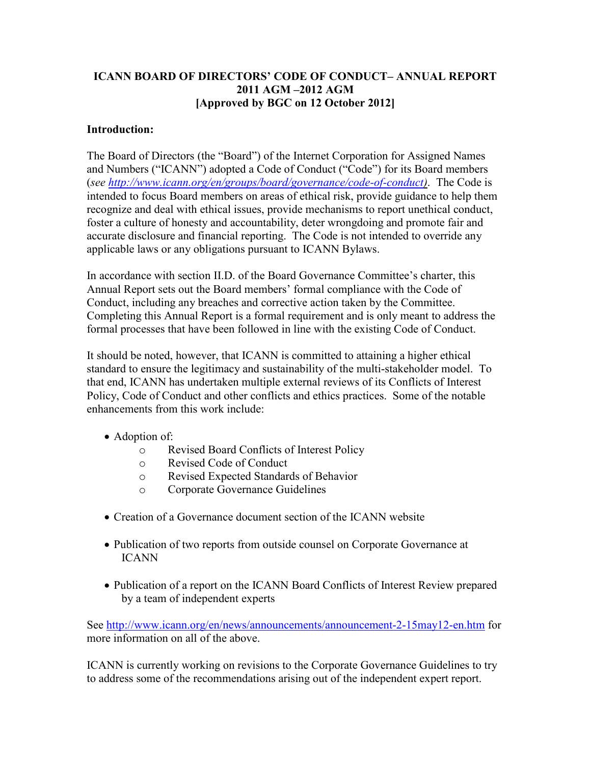# ICANN BOARD OF DIRECTORS' CODE OF CONDUCT– ANNUAL REPORT 2011 AGM –2012 AGM [Approved by BGC on 12 October 2012]

**Introduction:**

The Board of Directors (the "Board") of the Internet Corporation for Assigned Names and Numbers ("ICANN") adopted a Code of Conduct ("Code") for its Board members (*see http://www.icann.org/en/groups/board/governance/code-of-conduct)*. The Code is intended to focus Board members on areas of ethical risk, provide guidance to help them recognize and deal with ethical issues, provide mechanisms to report unethical conduct, foster a culture of honesty and accountability, deter wrongdoing and promote fair and accurate disclosure and financial reporting. The Code is not intended to override any applicable laws or any obligations pursuant to ICANN Bylaws.

In accordance with section II.D. of the Board Governance Committee's charter, this Annual Report sets out the Board members' formal compliance with the Code of Conduct, including any breaches and corrective action taken by the Committee. Completing this Annual Report is a formal requirement and is only meant to address the formal processes that have been followed in line with the existing Code of Conduct.

It should be noted, however, that ICANN is committed to attaining a higher ethical standard to ensure the legitimacy and sustainability of the multi-stakeholder model. To that end, ICANN has undertaken multiple external reviews of its Conflicts of Interest Policy, Code of Conduct and other conflicts and ethics practices. Some of the notable enhancements from this work include:

- Adoption of:
  - Revised Board Conflicts of Interest Policy
  - Revised Code of Conduct
  - Revised Expected Standards of Behavior
  - Corporate Governance Guidelines
- Creation of a Governance document section of the ICANN website
- Publication of two reports from outside counsel on Corporate Governance at ICANN
- Publication of a report on the ICANN Board Conflicts of Interest Review prepared by a team of independent experts

See http://www.icann.org/en/news/announcements/announcement-2-15may12-en.htm for more information on all of the above.

ICANN is currently working on revisions to the Corporate Governance Guidelines to try to address some of the recommendations arising out of the independent expert report.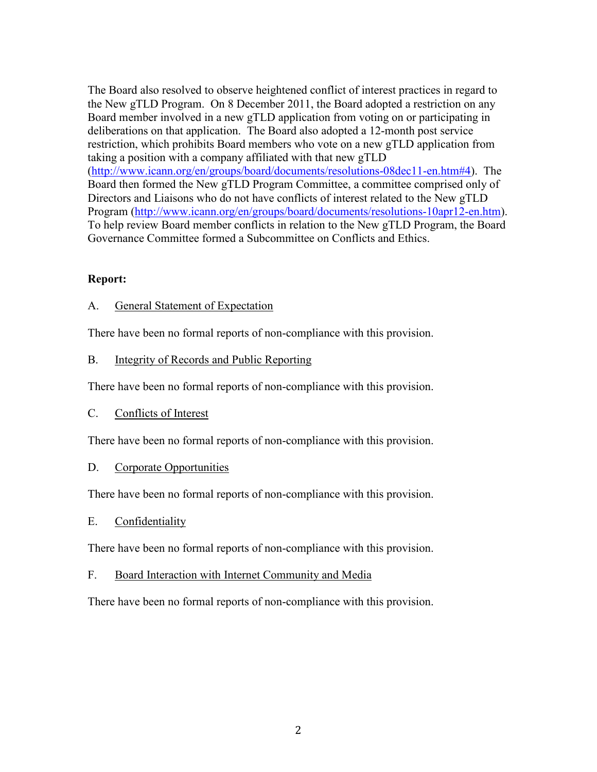The Board also resolved to observe heightened conflict of interest practices in regard to the New gTLD Program. On 8 December 2011, the Board adopted a restriction on any Board member involved in a new gTLD application from voting on or participating in deliberations on that application. The Board also adopted a 12-month post service restriction, which prohibits Board members who vote on a new gTLD application from taking a position with a company affiliated with that new gTLD (http://www.icann.org/en/groups/board/documents/resolutions-08dec11-en.htm#4). The Board then formed the New gTLD Program Committee, a committee comprised only of Directors and Liaisons who do not have conflicts of interest related to the New gTLD Program (http://www.icann.org/en/groups/board/documents/resolutions-10apr12-en.htm). To help review Board member conflicts in relation to the New gTLD Program, the Board Governance Committee formed a Subcommittee on Conflicts and Ethics.

**Report:**

A. General Statement of Expectation

There have been no formal reports of non-compliance with this provision.

B. Integrity of Records and Public Reporting

There have been no formal reports of non-compliance with this provision.

C. Conflicts of Interest

There have been no formal reports of non-compliance with this provision.

D. Corporate Opportunities

There have been no formal reports of non-compliance with this provision.

E. Confidentiality

There have been no formal reports of non-compliance with this provision.

F. Board Interaction with Internet Community and Media

There have been no formal reports of non-compliance with this provision.